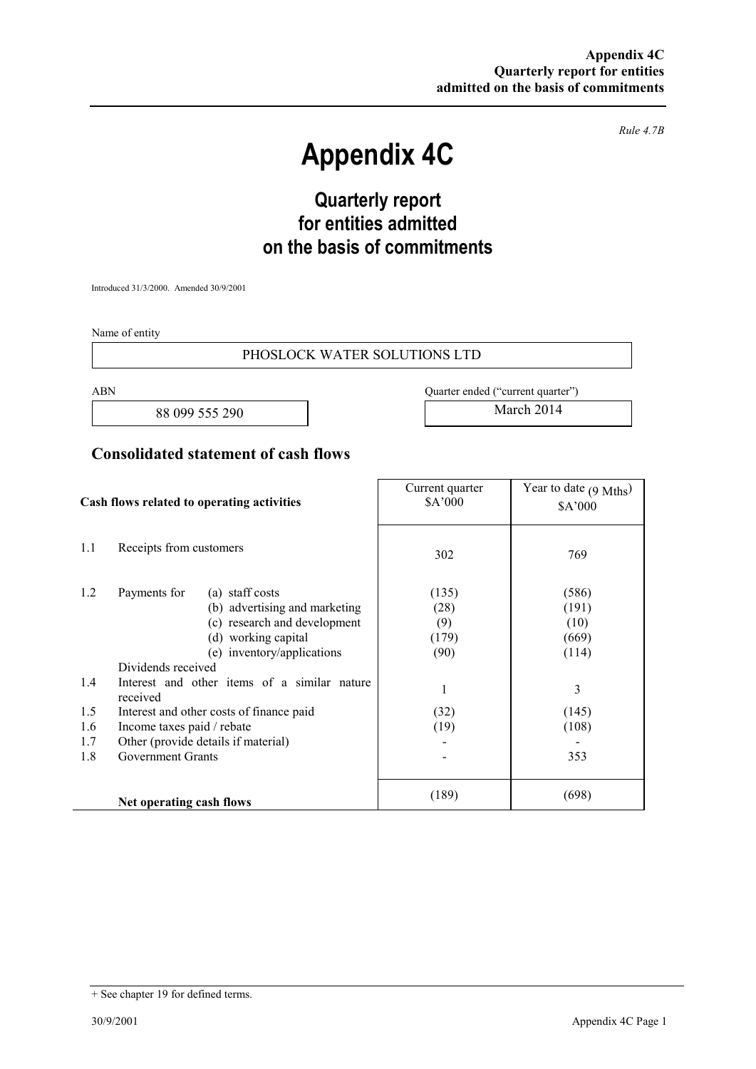*Rule 4.7B*

# Appendix 4C

## Quarterly report for entities admitted on the basis of commitments

Introduced 31/3/2000. Amended 30/9/2001

Name of entity

PHOSLOCK WATER SOLUTIONS LTD

| ABN | Quarter ended ("current quarter") |
|---|---|
| 88 099 555 290 | March 2014 |

## Consolidated statement of cash flows

| | Cash flows related to operating activities | Current quarter $A'000 | Year to date (9 Mths) $A'000 |
|---|---|---|---|
| 1.1 | Receipts from customers | 302 | 769 |
| 1.2 | Payments for (a) staff costs | (135) | (586) |
| | (b) advertising and marketing | (28) | (191) |
| | (c) research and development | (9) | (10) |
| | (d) working capital | (179) | (669) |
| | (e) inventory/applications | (90) | (114) |
| | Dividends received | | |
| 1.4 | Interest and other items of a similar nature received | 1 | 3 |
| 1.5 | Interest and other costs of finance paid | (32) | (145) |
| 1.6 | Income taxes paid / rebate | (19) | (108) |
| 1.7 | Other (provide details if material) | - | - |
| 1.8 | Government Grants | - | 353 |
| | **Net operating cash flows** | (189) | (698) |

+ See chapter 19 for defined terms.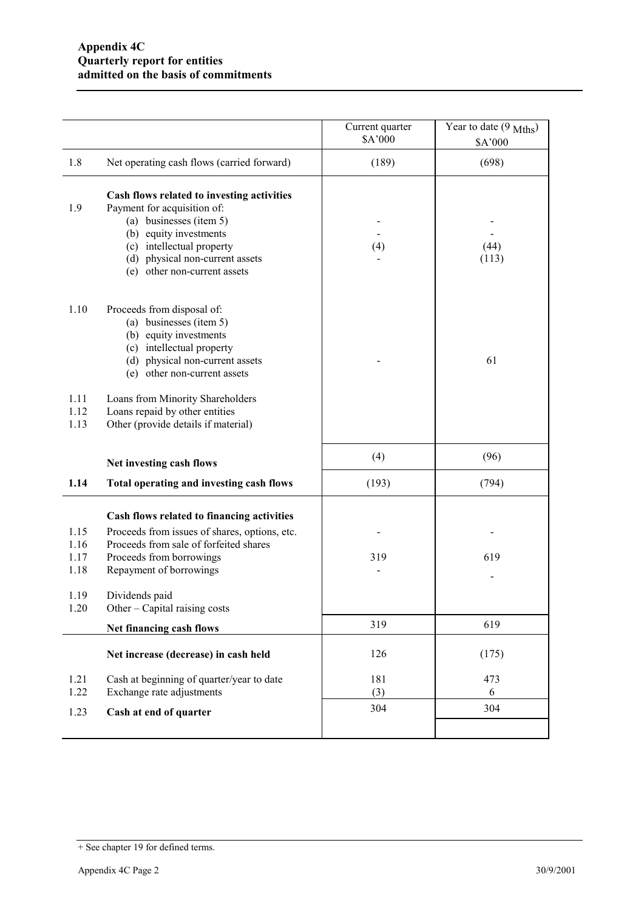**Appendix 4C**
**Quarterly report for entities**
**admitted on the basis of commitments**

| | | Current quarter $A'000 | Year to date (9 Mths) $A'000 |
|---|---|---|---|
| 1.8 | Net operating cash flows (carried forward) | (189) | (698) |
| | **Cash flows related to investing activities** | | |
| 1.9 | Payment for acquisition of: | | |
| | (a) businesses (item 5) | - | - |
| | (b) equity investments | - | - |
| | (c) intellectual property | (4) | (44) |
| | (d) physical non-current assets | - | (113) |
| | (e) other non-current assets | | |
| 1.10 | Proceeds from disposal of: | | |
| | (a) businesses (item 5) | | |
| | (b) equity investments | | |
| | (c) intellectual property | | |
| | (d) physical non-current assets | - | 61 |
| | (e) other non-current assets | | |
| 1.11 | Loans from Minority Shareholders | | |
| 1.12 | Loans repaid by other entities | | |
| 1.13 | Other (provide details if material) | | |
| | **Net investing cash flows** | (4) | (96) |
| **1.14** | **Total operating and investing cash flows** | (193) | (794) |
| | **Cash flows related to financing activities** | | |
| 1.15 | Proceeds from issues of shares, options, etc. | - | - |
| 1.16 | Proceeds from sale of forfeited shares | | |
| 1.17 | Proceeds from borrowings | 319 | 619 |
| 1.18 | Repayment of borrowings | - | - |
| 1.19 | Dividends paid | | |
| 1.20 | Other – Capital raising costs | | |
| | **Net financing cash flows** | 319 | 619 |
| | **Net increase (decrease) in cash held** | 126 | (175) |
| 1.21 | Cash at beginning of quarter/year to date | 181 | 473 |
| 1.22 | Exchange rate adjustments | (3) | 6 |
| 1.23 | **Cash at end of quarter** | 304 | 304 |

+ See chapter 19 for defined terms.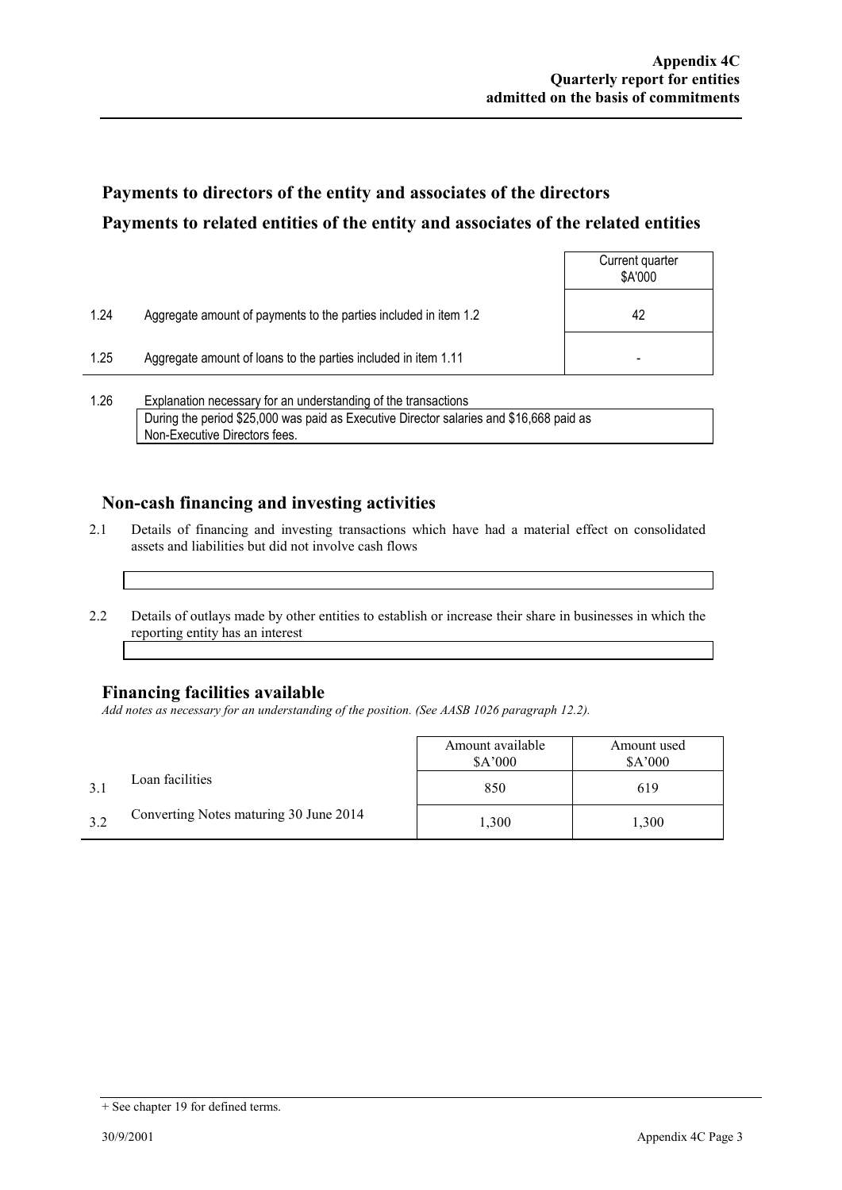## Payments to directors of the entity and associates of the directors

## Payments to related entities of the entity and associates of the related entities

| | | Current quarter $A'000 |
|---|---|---|
| 1.24 | Aggregate amount of payments to the parties included in item 1.2 | 42 |
| 1.25 | Aggregate amount of loans to the parties included in item 1.11 | - |

1.26 Explanation necessary for an understanding of the transactions

During the period $25,000 was paid as Executive Director salaries and $16,668 paid as Non-Executive Directors fees.

## Non-cash financing and investing activities

2.1 Details of financing and investing transactions which have had a material effect on consolidated assets and liabilities but did not involve cash flows

2.2 Details of outlays made by other entities to establish or increase their share in businesses in which the reporting entity has an interest

## Financing facilities available

*Add notes as necessary for an understanding of the position. (See AASB 1026 paragraph 12.2).*

| | | Amount available $A'000 | Amount used $A'000 |
|---|---|---|---|
| 3.1 | Loan facilities | 850 | 619 |
| 3.2 | Converting Notes maturing 30 June 2014 | 1,300 | 1,300 |

+ See chapter 19 for defined terms.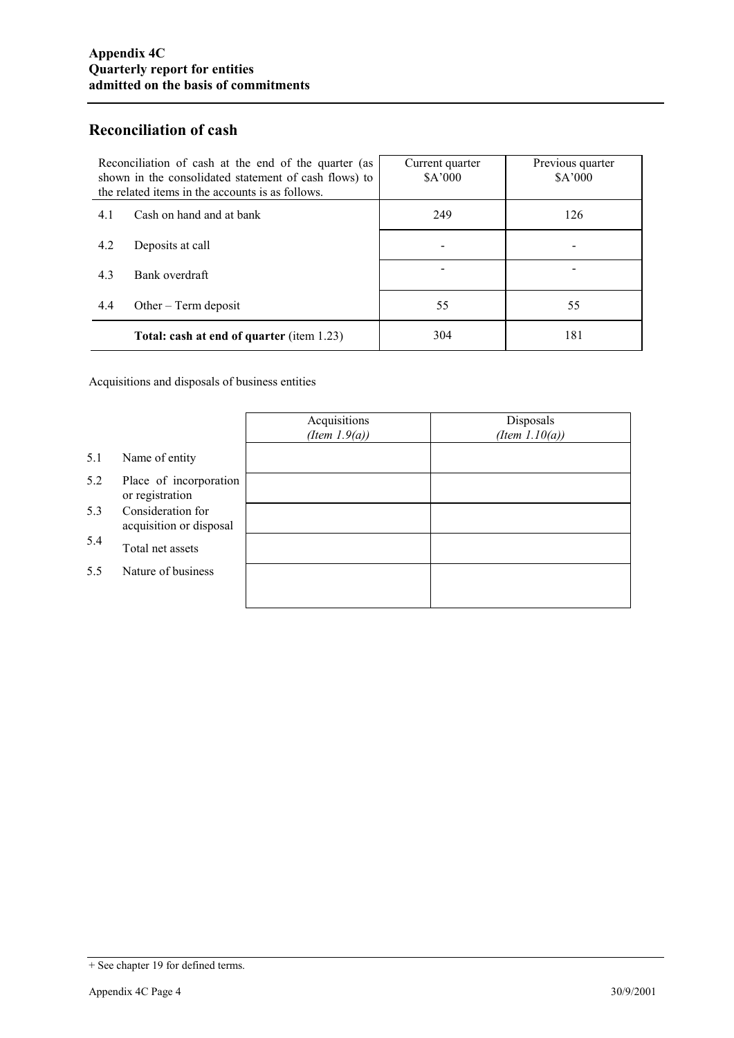## Reconciliation of cash

| Reconciliation of cash at the end of the quarter (as shown in the consolidated statement of cash flows) to the related items in the accounts is as follows. | | Current quarter $A'000 | Previous quarter $A'000 |
|---|---|---|---|
| 4.1 | Cash on hand and at bank | 249 | 126 |
| 4.2 | Deposits at call | - | - |
| 4.3 | Bank overdraft | - | - |
| 4.4 | Other – Term deposit | 55 | 55 |
| | **Total: cash at end of quarter** (item 1.23) | 304 | 181 |

Acquisitions and disposals of business entities

| | | Acquisitions *(Item 1.9(a))* | Disposals *(Item 1.10(a))* |
|---|---|---|---|
| 5.1 | Name of entity | | |
| 5.2 | Place of incorporation or registration | | |
| 5.3 | Consideration for acquisition or disposal | | |
| 5.4 | Total net assets | | |
| 5.5 | Nature of business | | |

+ See chapter 19 for defined terms.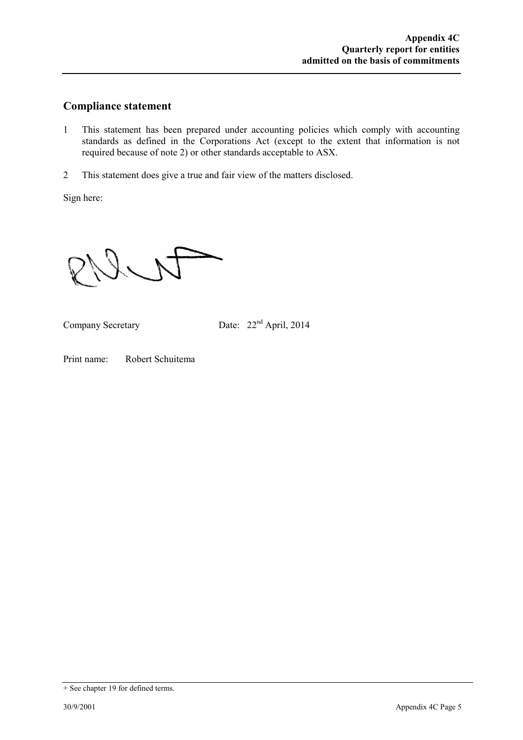## Compliance statement

1 This statement has been prepared under accounting policies which comply with accounting standards as defined in the Corporations Act (except to the extent that information is not required because of note 2) or other standards acceptable to ASX.

2 This statement does give a true and fair view of the matters disclosed.

Sign here:

Company Secretary Date: 22nd April, 2014

Print name: Robert Schuitema

+ See chapter 19 for defined terms.